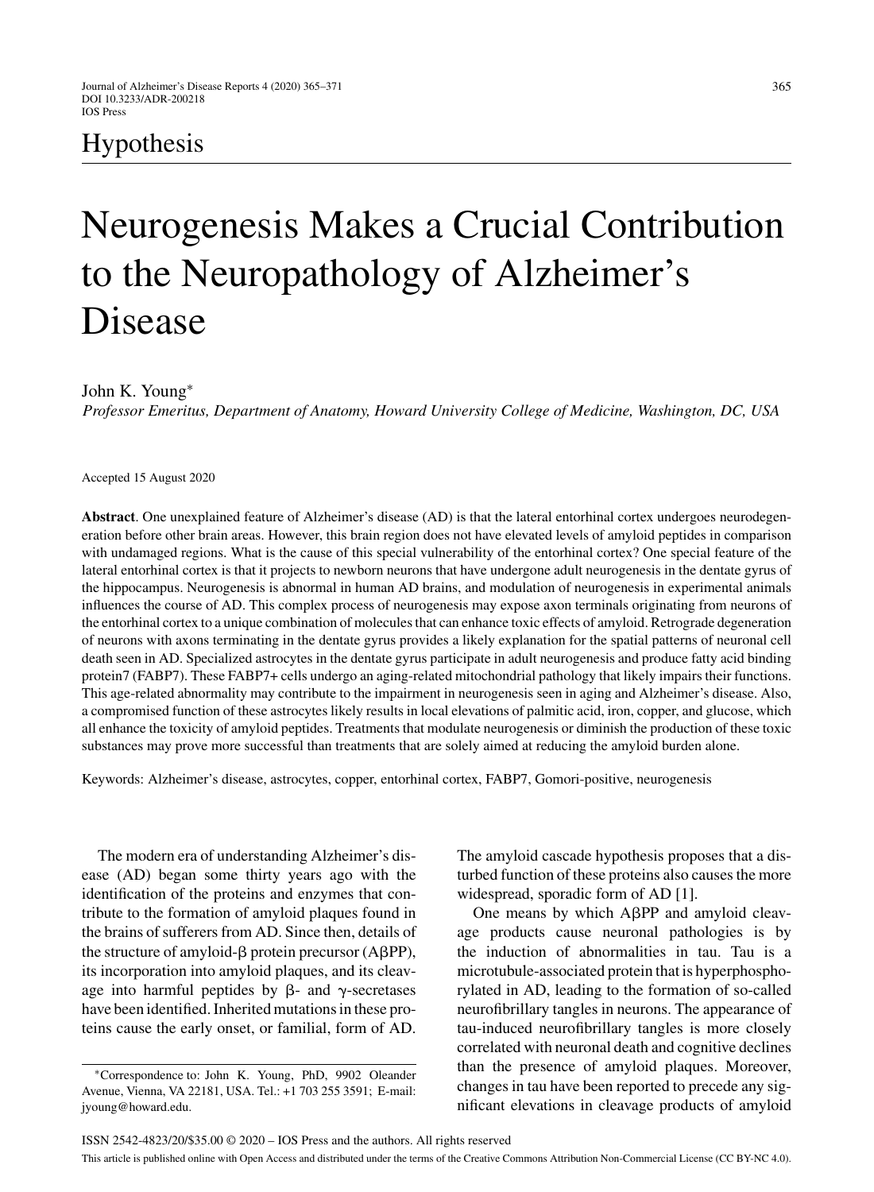Hypothesis

# Neurogenesis Makes a Crucial Contribution to the Neuropathology of Alzheimer's Disease

John K. Young*

*Professor Emeritus, Department of Anatomy, Howard University College of Medicine, Washington, DC, USA*

Accepted 15 August 2020

**Abstract**. One unexplained feature of Alzheimer's disease (AD) is that the lateral entorhinal cortex undergoes neurodegeneration before other brain areas. However, this brain region does not have elevated levels of amyloid peptides in comparison with undamaged regions. What is the cause of this special vulnerability of the entorhinal cortex? One special feature of the lateral entorhinal cortex is that it projects to newborn neurons that have undergone adult neurogenesis in the dentate gyrus of the hippocampus. Neurogenesis is abnormal in human AD brains, and modulation of neurogenesis in experimental animals influences the course of AD. This complex process of neurogenesis may expose axon terminals originating from neurons of the entorhinal cortex to a unique combination of molecules that can enhance toxic effects of amyloid. Retrograde degeneration of neurons with axons terminating in the dentate gyrus provides a likely explanation for the spatial patterns of neuronal cell death seen in AD. Specialized astrocytes in the dentate gyrus participate in adult neurogenesis and produce fatty acid binding protein7 (FABP7). These FABP7+ cells undergo an aging-related mitochondrial pathology that likely impairs their functions. This age-related abnormality may contribute to the impairment in neurogenesis seen in aging and Alzheimer's disease. Also, a compromised function of these astrocytes likely results in local elevations of palmitic acid, iron, copper, and glucose, which all enhance the toxicity of amyloid peptides. Treatments that modulate neurogenesis or diminish the production of these toxic substances may prove more successful than treatments that are solely aimed at reducing the amyloid burden alone.

Keywords: Alzheimer's disease, astrocytes, copper, entorhinal cortex, FABP7, Gomori-positive, neurogenesis

The modern era of understanding Alzheimer's disease (AD) began some thirty years ago with the identification of the proteins and enzymes that contribute to the formation of amyloid plaques found in the brains of sufferers from AD. Since then, details of the structure of amyloid-β protein precursor (AβPP), its incorporation into amyloid plaques, and its cleavage into harmful peptides by β- and γ-secretases have been identified. Inherited mutations in these proteins cause the early onset, or familial, form of AD. The amyloid cascade hypothesis proposes that a disturbed function of these proteins also causes the more widespread, sporadic form of AD [1].

One means by which AβPP and amyloid cleavage products cause neuronal pathologies is by the induction of abnormalities in tau. Tau is a microtubule-associated protein that is hyperphosphorylated in AD, leading to the formation of so-called neurofibrillary tangles in neurons. The appearance of tau-induced neurofibrillary tangles is more closely correlated with neuronal death and cognitive declines than the presence of amyloid plaques. Moreover, changes in tau have been reported to precede any significant elevations in cleavage products of amyloid

*Correspondence to: John K. Young, PhD, 9902 Oleander Avenue, Vienna, VA 22181, USA. Tel.: +1 703 255 3591; E-mail: jyoung@howard.edu.

ISSN 2542-4823/20/$35.00 © 2020 – IOS Press and the authors. All rights reserved

This article is published online with Open Access and distributed under the terms of the Creative Commons Attribution Non-Commercial License (CC BY-NC 4.0).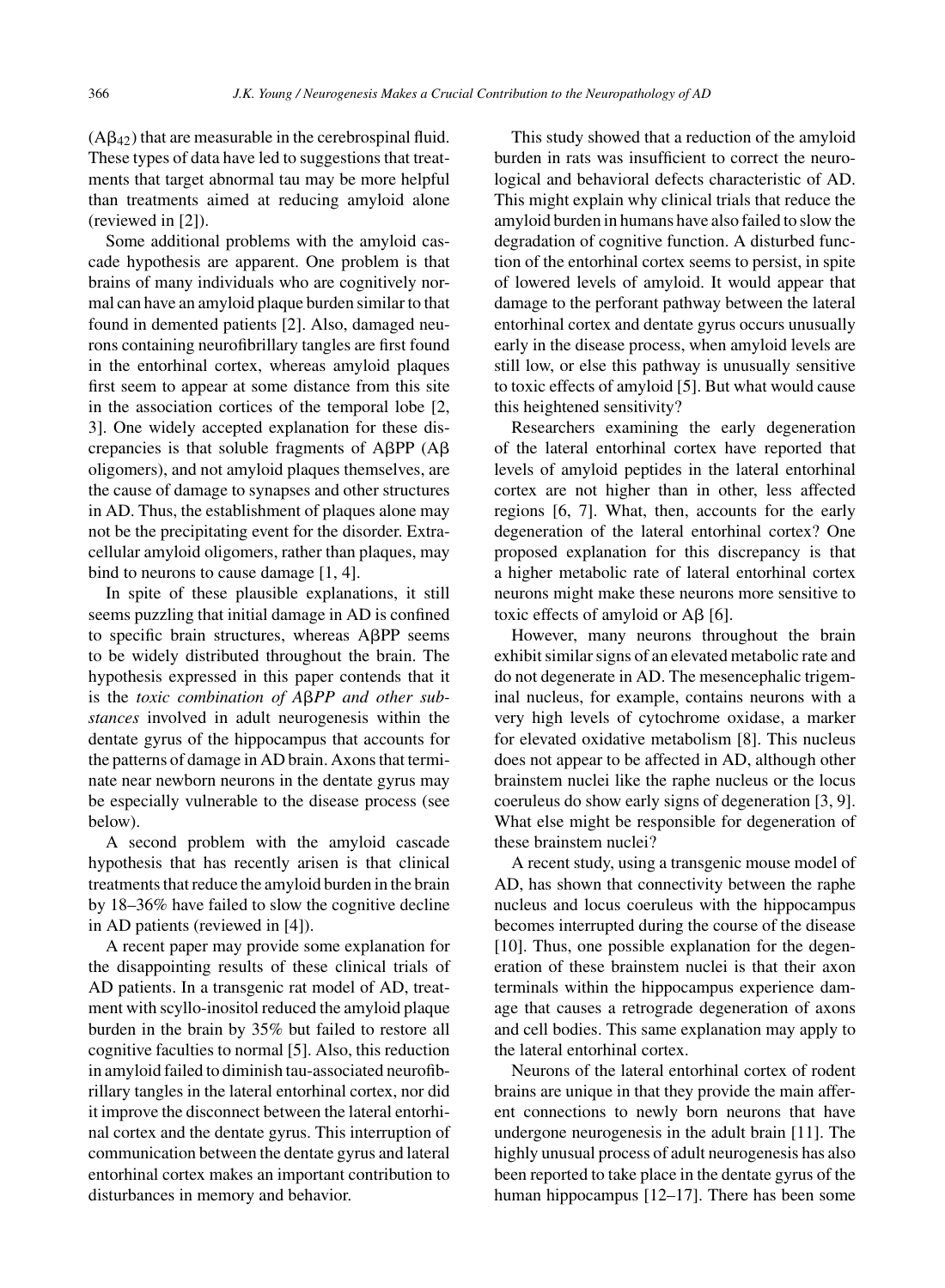($A\beta_{42}$) that are measurable in the cerebrospinal fluid. These types of data have led to suggestions that treatments that target abnormal tau may be more helpful than treatments aimed at reducing amyloid alone (reviewed in [2]).

Some additional problems with the amyloid cascade hypothesis are apparent. One problem is that brains of many individuals who are cognitively normal can have an amyloid plaque burden similar to that found in demented patients [2]. Also, damaged neurons containing neurofibrillary tangles are first found in the entorhinal cortex, whereas amyloid plaques first seem to appear at some distance from this site in the association cortices of the temporal lobe [2, 3]. One widely accepted explanation for these discrepancies is that soluble fragments of AβPP (Aβ oligomers), and not amyloid plaques themselves, are the cause of damage to synapses and other structures in AD. Thus, the establishment of plaques alone may not be the precipitating event for the disorder. Extracellular amyloid oligomers, rather than plaques, may bind to neurons to cause damage [1, 4].

In spite of these plausible explanations, it still seems puzzling that initial damage in AD is confined to specific brain structures, whereas AβPP seems to be widely distributed throughout the brain. The hypothesis expressed in this paper contends that it is the *toxic combination of AβPP and other substances* involved in adult neurogenesis within the dentate gyrus of the hippocampus that accounts for the patterns of damage in AD brain. Axons that terminate near newborn neurons in the dentate gyrus may be especially vulnerable to the disease process (see below).

A second problem with the amyloid cascade hypothesis that has recently arisen is that clinical treatments that reduce the amyloid burden in the brain by 18–36% have failed to slow the cognitive decline in AD patients (reviewed in [4]).

A recent paper may provide some explanation for the disappointing results of these clinical trials of AD patients. In a transgenic rat model of AD, treatment with scyllo-inositol reduced the amyloid plaque burden in the brain by 35% but failed to restore all cognitive faculties to normal [5]. Also, this reduction in amyloid failed to diminish tau-associated neurofibrillary tangles in the lateral entorhinal cortex, nor did it improve the disconnect between the lateral entorhinal cortex and the dentate gyrus. This interruption of communication between the dentate gyrus and lateral entorhinal cortex makes an important contribution to disturbances in memory and behavior.

This study showed that a reduction of the amyloid burden in rats was insufficient to correct the neurological and behavioral defects characteristic of AD. This might explain why clinical trials that reduce the amyloid burden in humans have also failed to slow the degradation of cognitive function. A disturbed function of the entorhinal cortex seems to persist, in spite of lowered levels of amyloid. It would appear that damage to the perforant pathway between the lateral entorhinal cortex and dentate gyrus occurs unusually early in the disease process, when amyloid levels are still low, or else this pathway is unusually sensitive to toxic effects of amyloid [5]. But what would cause this heightened sensitivity?

Researchers examining the early degeneration of the lateral entorhinal cortex have reported that levels of amyloid peptides in the lateral entorhinal cortex are not higher than in other, less affected regions [6, 7]. What, then, accounts for the early degeneration of the lateral entorhinal cortex? One proposed explanation for this discrepancy is that a higher metabolic rate of lateral entorhinal cortex neurons might make these neurons more sensitive to toxic effects of amyloid or Aβ [6].

However, many neurons throughout the brain exhibit similar signs of an elevated metabolic rate and do not degenerate in AD. The mesencephalic trigeminal nucleus, for example, contains neurons with a very high levels of cytochrome oxidase, a marker for elevated oxidative metabolism [8]. This nucleus does not appear to be affected in AD, although other brainstem nuclei like the raphe nucleus or the locus coeruleus do show early signs of degeneration [3, 9]. What else might be responsible for degeneration of these brainstem nuclei?

A recent study, using a transgenic mouse model of AD, has shown that connectivity between the raphe nucleus and locus coeruleus with the hippocampus becomes interrupted during the course of the disease [10]. Thus, one possible explanation for the degeneration of these brainstem nuclei is that their axon terminals within the hippocampus experience damage that causes a retrograde degeneration of axons and cell bodies. This same explanation may apply to the lateral entorhinal cortex.

Neurons of the lateral entorhinal cortex of rodent brains are unique in that they provide the main afferent connections to newly born neurons that have undergone neurogenesis in the adult brain [11]. The highly unusual process of adult neurogenesis has also been reported to take place in the dentate gyrus of the human hippocampus [12–17]. There has been some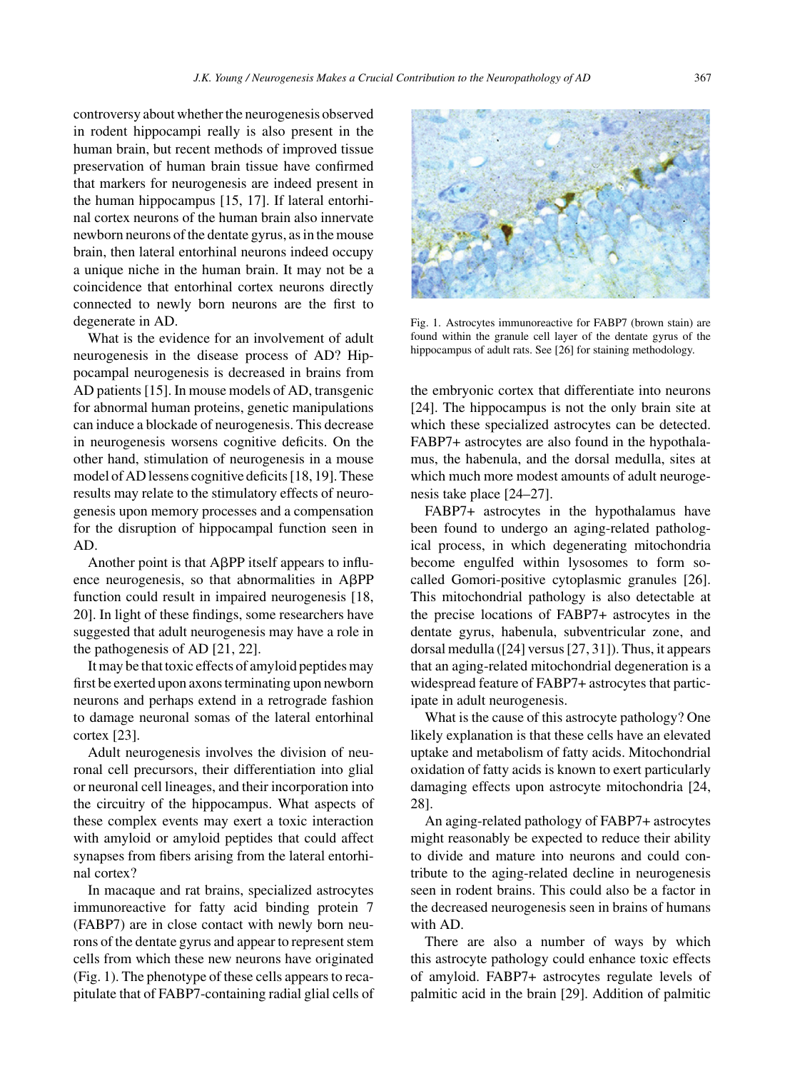controversy about whether the neurogenesis observed in rodent hippocampi really is also present in the human brain, but recent methods of improved tissue preservation of human brain tissue have confirmed that markers for neurogenesis are indeed present in the human hippocampus [15, 17]. If lateral entorhinal cortex neurons of the human brain also innervate newborn neurons of the dentate gyrus, as in the mouse brain, then lateral entorhinal neurons indeed occupy a unique niche in the human brain. It may not be a coincidence that entorhinal cortex neurons directly connected to newly born neurons are the first to degenerate in AD.

What is the evidence for an involvement of adult neurogenesis in the disease process of AD? Hippocampal neurogenesis is decreased in brains from AD patients [15]. In mouse models of AD, transgenic for abnormal human proteins, genetic manipulations can induce a blockade of neurogenesis. This decrease in neurogenesis worsens cognitive deficits. On the other hand, stimulation of neurogenesis in a mouse model of AD lessens cognitive deficits [18, 19]. These results may relate to the stimulatory effects of neurogenesis upon memory processes and a compensation for the disruption of hippocampal function seen in AD.

Another point is that AβPP itself appears to influence neurogenesis, so that abnormalities in AβPP function could result in impaired neurogenesis [18, 20]. In light of these findings, some researchers have suggested that adult neurogenesis may have a role in the pathogenesis of AD [21, 22].

It may be that toxic effects of amyloid peptides may first be exerted upon axons terminating upon newborn neurons and perhaps extend in a retrograde fashion to damage neuronal somas of the lateral entorhinal cortex [23].

Adult neurogenesis involves the division of neuronal cell precursors, their differentiation into glial or neuronal cell lineages, and their incorporation into the circuitry of the hippocampus. What aspects of these complex events may exert a toxic interaction with amyloid or amyloid peptides that could affect synapses from fibers arising from the lateral entorhinal cortex?

In macaque and rat brains, specialized astrocytes immunoreactive for fatty acid binding protein 7 (FABP7) are in close contact with newly born neurons of the dentate gyrus and appear to represent stem cells from which these new neurons have originated (Fig. 1). The phenotype of these cells appears to recapitulate that of FABP7-containing radial glial cells of the embryonic cortex that differentiate into neurons [24]. The hippocampus is not the only brain site at which these specialized astrocytes can be detected. FABP7+ astrocytes are also found in the hypothalamus, the habenula, and the dorsal medulla, sites at which much more modest amounts of adult neurogenesis take place [24–27].

Fig. 1. Astrocytes immunoreactive for FABP7 (brown stain) are found within the granule cell layer of the dentate gyrus of the hippocampus of adult rats. See [26] for staining methodology.

FABP7+ astrocytes in the hypothalamus have been found to undergo an aging-related pathological process, in which degenerating mitochondria become engulfed within lysosomes to form so-called Gomori-positive cytoplasmic granules [26]. This mitochondrial pathology is also detectable at the precise locations of FABP7+ astrocytes in the dentate gyrus, habenula, subventricular zone, and dorsal medulla ([24] versus [27, 31]). Thus, it appears that an aging-related mitochondrial degeneration is a widespread feature of FABP7+ astrocytes that participate in adult neurogenesis.

What is the cause of this astrocyte pathology? One likely explanation is that these cells have an elevated uptake and metabolism of fatty acids. Mitochondrial oxidation of fatty acids is known to exert particularly damaging effects upon astrocyte mitochondria [24, 28].

An aging-related pathology of FABP7+ astrocytes might reasonably be expected to reduce their ability to divide and mature into neurons and could contribute to the aging-related decline in neurogenesis seen in rodent brains. This could also be a factor in the decreased neurogenesis seen in brains of humans with AD.

There are also a number of ways by which this astrocyte pathology could enhance toxic effects of amyloid. FABP7+ astrocytes regulate levels of palmitic acid in the brain [29]. Addition of palmitic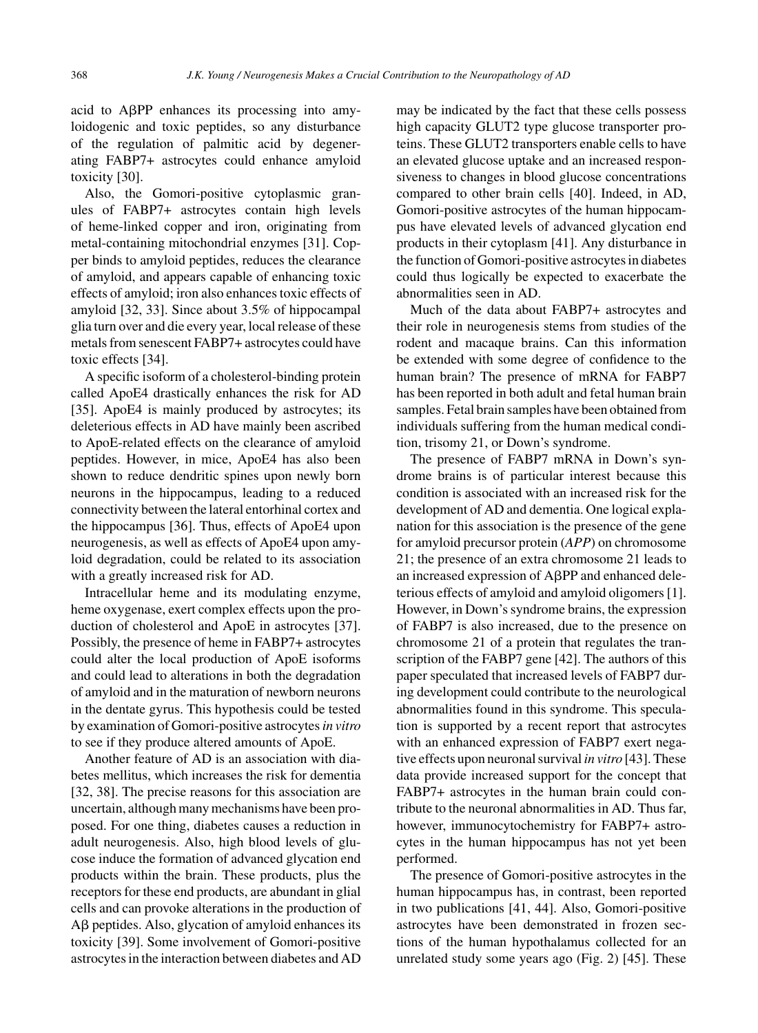acid to AβPP enhances its processing into amyloidogenic and toxic peptides, so any disturbance of the regulation of palmitic acid by degenerating FABP7+ astrocytes could enhance amyloid toxicity [30].

Also, the Gomori-positive cytoplasmic granules of FABP7+ astrocytes contain high levels of heme-linked copper and iron, originating from metal-containing mitochondrial enzymes [31]. Copper binds to amyloid peptides, reduces the clearance of amyloid, and appears capable of enhancing toxic effects of amyloid; iron also enhances toxic effects of amyloid [32, 33]. Since about 3.5% of hippocampal glia turn over and die every year, local release of these metals from senescent FABP7+ astrocytes could have toxic effects [34].

A specific isoform of a cholesterol-binding protein called ApoE4 drastically enhances the risk for AD [35]. ApoE4 is mainly produced by astrocytes; its deleterious effects in AD have mainly been ascribed to ApoE-related effects on the clearance of amyloid peptides. However, in mice, ApoE4 has also been shown to reduce dendritic spines upon newly born neurons in the hippocampus, leading to a reduced connectivity between the lateral entorhinal cortex and the hippocampus [36]. Thus, effects of ApoE4 upon neurogenesis, as well as effects of ApoE4 upon amyloid degradation, could be related to its association with a greatly increased risk for AD.

Intracellular heme and its modulating enzyme, heme oxygenase, exert complex effects upon the production of cholesterol and ApoE in astrocytes [37]. Possibly, the presence of heme in FABP7+ astrocytes could alter the local production of ApoE isoforms and could lead to alterations in both the degradation of amyloid and in the maturation of newborn neurons in the dentate gyrus. This hypothesis could be tested by examination of Gomori-positive astrocytes *in vitro* to see if they produce altered amounts of ApoE.

Another feature of AD is an association with diabetes mellitus, which increases the risk for dementia [32, 38]. The precise reasons for this association are uncertain, although many mechanisms have been proposed. For one thing, diabetes causes a reduction in adult neurogenesis. Also, high blood levels of glucose induce the formation of advanced glycation end products within the brain. These products, plus the receptors for these end products, are abundant in glial cells and can provoke alterations in the production of Aβ peptides. Also, glycation of amyloid enhances its toxicity [39]. Some involvement of Gomori-positive astrocytes in the interaction between diabetes and AD may be indicated by the fact that these cells possess high capacity GLUT2 type glucose transporter proteins. These GLUT2 transporters enable cells to have an elevated glucose uptake and an increased responsiveness to changes in blood glucose concentrations compared to other brain cells [40]. Indeed, in AD, Gomori-positive astrocytes of the human hippocampus have elevated levels of advanced glycation end products in their cytoplasm [41]. Any disturbance in the function of Gomori-positive astrocytes in diabetes could thus logically be expected to exacerbate the abnormalities seen in AD.

Much of the data about FABP7+ astrocytes and their role in neurogenesis stems from studies of the rodent and macaque brains. Can this information be extended with some degree of confidence to the human brain? The presence of mRNA for FABP7 has been reported in both adult and fetal human brain samples. Fetal brain samples have been obtained from individuals suffering from the human medical condition, trisomy 21, or Down's syndrome.

The presence of FABP7 mRNA in Down's syndrome brains is of particular interest because this condition is associated with an increased risk for the development of AD and dementia. One logical explanation for this association is the presence of the gene for amyloid precursor protein (*APP*) on chromosome 21; the presence of an extra chromosome 21 leads to an increased expression of AβPP and enhanced deleterious effects of amyloid and amyloid oligomers [1]. However, in Down's syndrome brains, the expression of FABP7 is also increased, due to the presence on chromosome 21 of a protein that regulates the transcription of the FABP7 gene [42]. The authors of this paper speculated that increased levels of FABP7 during development could contribute to the neurological abnormalities found in this syndrome. This speculation is supported by a recent report that astrocytes with an enhanced expression of FABP7 exert negative effects upon neuronal survival *in vitro* [43]. These data provide increased support for the concept that FABP7+ astrocytes in the human brain could contribute to the neuronal abnormalities in AD. Thus far, however, immunocytochemistry for FABP7+ astrocytes in the human hippocampus has not yet been performed.

The presence of Gomori-positive astrocytes in the human hippocampus has, in contrast, been reported in two publications [41, 44]. Also, Gomori-positive astrocytes have been demonstrated in frozen sections of the human hypothalamus collected for an unrelated study some years ago (Fig. 2) [45]. These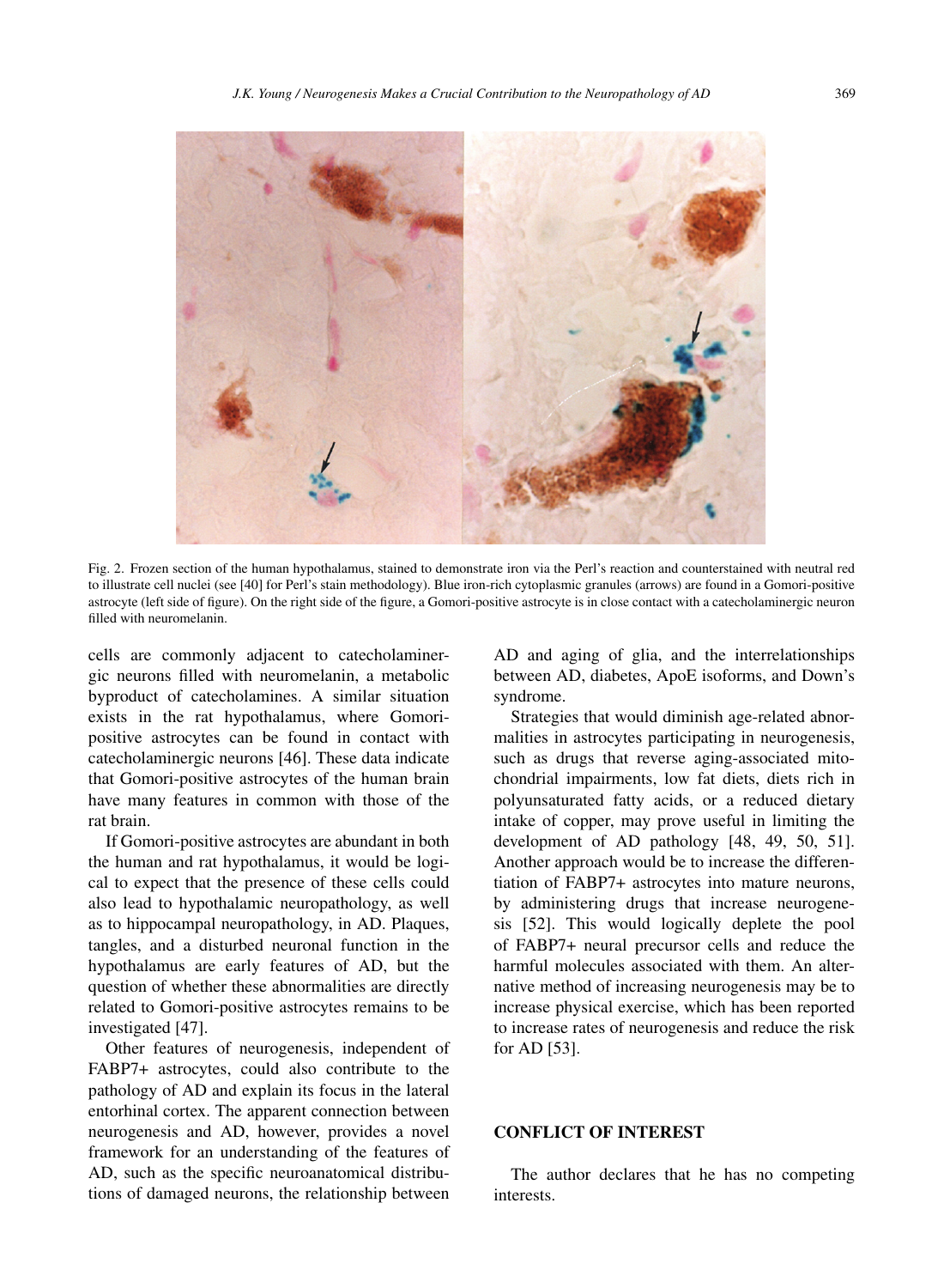Fig. 2. Frozen section of the human hypothalamus, stained to demonstrate iron via the Perl's reaction and counterstained with neutral red to illustrate cell nuclei (see [40] for Perl's stain methodology). Blue iron-rich cytoplasmic granules (arrows) are found in a Gomori-positive astrocyte (left side of figure). On the right side of the figure, a Gomori-positive astrocyte is in close contact with a catecholaminergic neuron filled with neuromelanin.

cells are commonly adjacent to catecholaminergic neurons filled with neuromelanin, a metabolic byproduct of catecholamines. A similar situation exists in the rat hypothalamus, where Gomori-positive astrocytes can be found in contact with catecholaminergic neurons [46]. These data indicate that Gomori-positive astrocytes of the human brain have many features in common with those of the rat brain.

If Gomori-positive astrocytes are abundant in both the human and rat hypothalamus, it would be logical to expect that the presence of these cells could also lead to hypothalamic neuropathology, as well as to hippocampal neuropathology, in AD. Plaques, tangles, and a disturbed neuronal function in the hypothalamus are early features of AD, but the question of whether these abnormalities are directly related to Gomori-positive astrocytes remains to be investigated [47].

Other features of neurogenesis, independent of FABP7+ astrocytes, could also contribute to the pathology of AD and explain its focus in the lateral entorhinal cortex. The apparent connection between neurogenesis and AD, however, provides a novel framework for an understanding of the features of AD, such as the specific neuroanatomical distributions of damaged neurons, the relationship between AD and aging of glia, and the interrelationships between AD, diabetes, ApoE isoforms, and Down's syndrome.

Strategies that would diminish age-related abnormalities in astrocytes participating in neurogenesis, such as drugs that reverse aging-associated mitochondrial impairments, low fat diets, diets rich in polyunsaturated fatty acids, or a reduced dietary intake of copper, may prove useful in limiting the development of AD pathology [48, 49, 50, 51]. Another approach would be to increase the differentiation of FABP7+ astrocytes into mature neurons, by administering drugs that increase neurogenesis [52]. This would logically deplete the pool of FABP7+ neural precursor cells and reduce the harmful molecules associated with them. An alternative method of increasing neurogenesis may be to increase physical exercise, which has been reported to increase rates of neurogenesis and reduce the risk for AD [53].

## CONFLICT OF INTEREST

The author declares that he has no competing interests.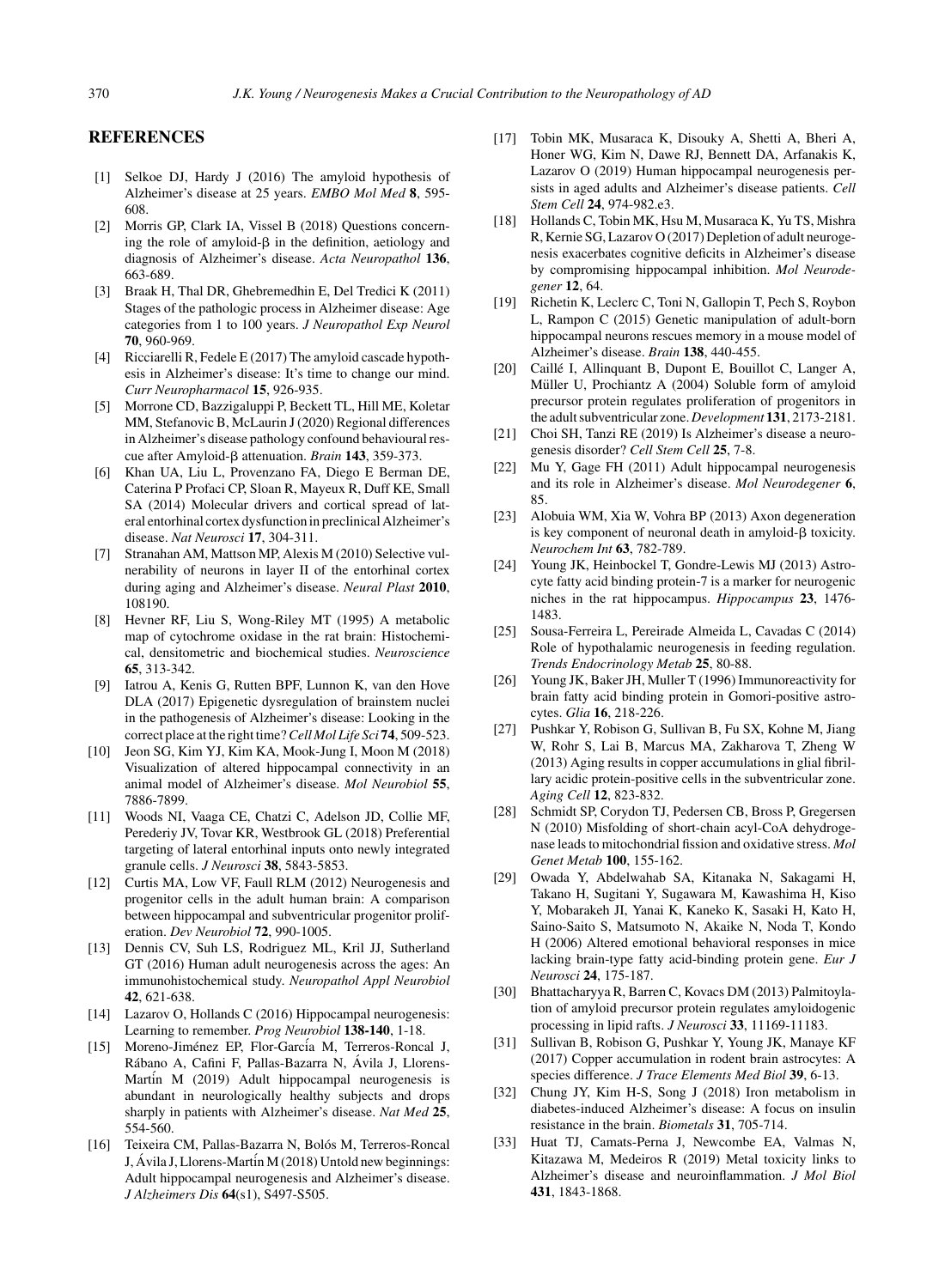## REFERENCES

[1] Selkoe DJ, Hardy J (2016) The amyloid hypothesis of Alzheimer's disease at 25 years. *EMBO Mol Med* **8**, 595-608.

[2] Morris GP, Clark IA, Vissel B (2018) Questions concerning the role of amyloid-β in the definition, aetiology and diagnosis of Alzheimer's disease. *Acta Neuropathol* **136**, 663-689.

[3] Braak H, Thal DR, Ghebremedhin E, Del Tredici K (2011) Stages of the pathologic process in Alzheimer disease: Age categories from 1 to 100 years. *J Neuropathol Exp Neurol* **70**, 960-969.

[4] Ricciarelli R, Fedele E (2017) The amyloid cascade hypothesis in Alzheimer's disease: It's time to change our mind. *Curr Neuropharmacol* **15**, 926-935.

[5] Morrone CD, Bazzigaluppi P, Beckett TL, Hill ME, Koletar MM, Stefanovic B, McLaurin J (2020) Regional differences in Alzheimer's disease pathology confound behavioural rescue after Amyloid-β attenuation. *Brain* **143**, 359-373.

[6] Khan UA, Liu L, Provenzano FA, Diego E Berman DE, Caterina P Profaci CP, Sloan R, Mayeux R, Duff KE, Small SA (2014) Molecular drivers and cortical spread of lateral entorhinal cortex dysfunction in preclinical Alzheimer's disease. *Nat Neurosci* **17**, 304-311.

[7] Stranahan AM, Mattson MP, Alexis M (2010) Selective vulnerability of neurons in layer II of the entorhinal cortex during aging and Alzheimer's disease. *Neural Plast* **2010**, 108190.

[8] Hevner RF, Liu S, Wong-Riley MT (1995) A metabolic map of cytochrome oxidase in the rat brain: Histochemical, densitometric and biochemical studies. *Neuroscience* **65**, 313-342.

[9] Iatrou A, Kenis G, Rutten BPF, Lunnon K, van den Hove DLA (2017) Epigenetic dysregulation of brainstem nuclei in the pathogenesis of Alzheimer's disease: Looking in the correct place at the right time? *Cell Mol Life Sci* **74**, 509-523.

[10] Jeon SG, Kim YJ, Kim KA, Mook-Jung I, Moon M (2018) Visualization of altered hippocampal connectivity in an animal model of Alzheimer's disease. *Mol Neurobiol* **55**, 7886-7899.

[11] Woods NI, Vaaga CE, Chatzi C, Adelson JD, Collie MF, Perederiy JV, Tovar KR, Westbrook GL (2018) Preferential targeting of lateral entorhinal inputs onto newly integrated granule cells. *J Neurosci* **38**, 5843-5853.

[12] Curtis MA, Low VF, Faull RLM (2012) Neurogenesis and progenitor cells in the adult human brain: A comparison between hippocampal and subventricular progenitor proliferation. *Dev Neurobiol* **72**, 990-1005.

[13] Dennis CV, Suh LS, Rodriguez ML, Kril JJ, Sutherland GT (2016) Human adult neurogenesis across the ages: An immunohistochemical study. *Neuropathol Appl Neurobiol* **42**, 621-638.

[14] Lazarov O, Hollands C (2016) Hippocampal neurogenesis: Learning to remember. *Prog Neurobiol* **138-140**, 1-18.

[15] Moreno-Jiménez EP, Flor-García M, Terreros-Roncal J, Rábano A, Cafini F, Pallas-Bazarra N, Ávila J, Llorens-Martín M (2019) Adult hippocampal neurogenesis is abundant in neurologically healthy subjects and drops sharply in patients with Alzheimer's disease. *Nat Med* **25**, 554-560.

[16] Teixeira CM, Pallas-Bazarra N, Bolós M, Terreros-Roncal J, Ávila J, Llorens-Martín M (2018) Untold new beginnings: Adult hippocampal neurogenesis and Alzheimer's disease. *J Alzheimers Dis* **64**(s1), S497-S505.

[17] Tobin MK, Musaraca K, Disouky A, Shetti A, Bheri A, Honer WG, Kim N, Dawe RJ, Bennett DA, Arfanakis K, Lazarov O (2019) Human hippocampal neurogenesis persists in aged adults and Alzheimer's disease patients. *Cell Stem Cell* **24**, 974-982.e3.

[18] Hollands C, Tobin MK, Hsu M, Musaraca K, Yu TS, Mishra R, Kernie SG, Lazarov O (2017) Depletion of adult neurogenesis exacerbates cognitive deficits in Alzheimer's disease by compromising hippocampal inhibition. *Mol Neurodegener* **12**, 64.

[19] Richetin K, Leclerc C, Toni N, Gallopin T, Pech S, Roybon L, Rampon C (2015) Genetic manipulation of adult-born hippocampal neurons rescues memory in a mouse model of Alzheimer's disease. *Brain* **138**, 440-455.

[20] Caillé I, Allinquant B, Dupont E, Bouillot C, Langer A, Müller U, Prochiantz A (2004) Soluble form of amyloid precursor protein regulates proliferation of progenitors in the adult subventricular zone. *Development* **131**, 2173-2181.

[21] Choi SH, Tanzi RE (2019) Is Alzheimer's disease a neurogenesis disorder? *Cell Stem Cell* **25**, 7-8.

[22] Mu Y, Gage FH (2011) Adult hippocampal neurogenesis and its role in Alzheimer's disease. *Mol Neurodegener* **6**, 85.

[23] Alobuia WM, Xia W, Vohra BP (2013) Axon degeneration is key component of neuronal death in amyloid-β toxicity. *Neurochem Int* **63**, 782-789.

[24] Young JK, Heinbockel T, Gondre-Lewis MJ (2013) Astrocyte fatty acid binding protein-7 is a marker for neurogenic niches in the rat hippocampus. *Hippocampus* **23**, 1476-1483.

[25] Sousa-Ferreira L, Pereirade Almeida L, Cavadas C (2014) Role of hypothalamic neurogenesis in feeding regulation. *Trends Endocrinology Metab* **25**, 80-88.

[26] Young JK, Baker JH, Muller T (1996) Immunoreactivity for brain fatty acid binding protein in Gomori-positive astrocytes. *Glia* **16**, 218-226.

[27] Pushkar Y, Robison G, Sullivan B, Fu SX, Kohne M, Jiang W, Rohr S, Lai B, Marcus MA, Zakharova T, Zheng W (2013) Aging results in copper accumulations in glial fibrillary acidic protein-positive cells in the subventricular zone. *Aging Cell* **12**, 823-832.

[28] Schmidt SP, Corydon TJ, Pedersen CB, Bross P, Gregersen N (2010) Misfolding of short-chain acyl-CoA dehydrogenase leads to mitochondrial fission and oxidative stress. *Mol Genet Metab* **100**, 155-162.

[29] Owada Y, Abdelwahab SA, Kitanaka N, Sakagami H, Takano H, Sugitani Y, Sugawara M, Kawashima H, Kiso Y, Mobarakeh JI, Yanai K, Kaneko K, Sasaki H, Kato H, Saino-Saito S, Matsumoto N, Akaike N, Noda T, Kondo H (2006) Altered emotional behavioral responses in mice lacking brain-type fatty acid-binding protein gene. *Eur J Neurosci* **24**, 175-187.

[30] Bhattacharyya R, Barren C, Kovacs DM (2013) Palmitoylation of amyloid precursor protein regulates amyloidogenic processing in lipid rafts. *J Neurosci* **33**, 11169-11183.

[31] Sullivan B, Robison G, Pushkar Y, Young JK, Manaye KF (2017) Copper accumulation in rodent brain astrocytes: A species difference. *J Trace Elements Med Biol* **39**, 6-13.

[32] Chung JY, Kim H-S, Song J (2018) Iron metabolism in diabetes-induced Alzheimer's disease: A focus on insulin resistance in the brain. *Biometals* **31**, 705-714.

[33] Huat TJ, Camats-Perna J, Newcombe EA, Valmas N, Kitazawa M, Medeiros R (2019) Metal toxicity links to Alzheimer's disease and neuroinflammation. *J Mol Biol* **431**, 1843-1868.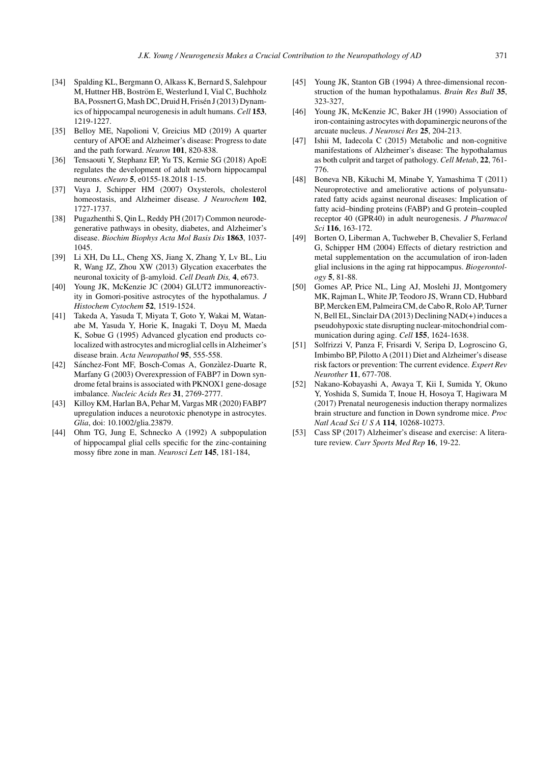[34] Spalding KL, Bergmann O, Alkass K, Bernard S, Salehpour M, Huttner HB, Boström E, Westerlund I, Vial C, Buchholz BA, Possnert G, Mash DC, Druid H, Frisén J (2013) Dynamics of hippocampal neurogenesis in adult humans. *Cell* **153**, 1219-1227.

[35] Belloy ME, Napolioni V, Greicius MD (2019) A quarter century of APOE and Alzheimer's disease: Progress to date and the path forward. *Neuron* **101**, 820-838.

[36] Tensaouti Y, Stephanz EP, Yu TS, Kernie SG (2018) ApoE regulates the development of adult newborn hippocampal neurons. *eNeuro* **5**, e0155-18.2018 1-15.

[37] Vaya J, Schipper HM (2007) Oxysterols, cholesterol homeostasis, and Alzheimer disease. *J Neurochem* **102**, 1727-1737.

[38] Pugazhenthi S, Qin L, Reddy PH (2017) Common neurodegenerative pathways in obesity, diabetes, and Alzheimer's disease. *Biochim Biophys Acta Mol Basis Dis* **1863**, 1037-1045.

[39] Li XH, Du LL, Cheng XS, Jiang X, Zhang Y, Lv BL, Liu R, Wang JZ, Zhou XW (2013) Glycation exacerbates the neuronal toxicity of β-amyloid. *Cell Death Dis,* **4**, e673.

[40] Young JK, McKenzie JC (2004) GLUT2 immunoreactivity in Gomori-positive astrocytes of the hypothalamus. *J Histochem Cytochem* **52**, 1519-1524.

[41] Takeda A, Yasuda T, Miyata T, Goto Y, Wakai M, Watanabe M, Yasuda Y, Horie K, Inagaki T, Doyu M, Maeda K, Sobue G (1995) Advanced glycation end products co-localized with astrocytes and microglial cells in Alzheimer's disease brain. *Acta Neuropathol* **95**, 555-558.

[42] Sánchez-Font MF, Bosch-Comas A, Gonzàlez-Duarte R, Marfany G (2003) Overexpression of FABP7 in Down syndrome fetal brains is associated with PKNOX1 gene-dosage imbalance. *Nucleic Acids Res* **31**, 2769-2777.

[43] Killoy KM, Harlan BA, Pehar M, Vargas MR (2020) FABP7 upregulation induces a neurotoxic phenotype in astrocytes. *Glia*, doi: 10.1002/glia.23879.

[44] Ohm TG, Jung E, Schnecko A (1992) A subpopulation of hippocampal glial cells specific for the zinc-containing mossy fibre zone in man. *Neurosci Lett* **145**, 181-184,

[45] Young JK, Stanton GB (1994) A three-dimensional reconstruction of the human hypothalamus. *Brain Res Bull* **35**, 323-327,

[46] Young JK, McKenzie JC, Baker JH (1990) Association of iron-containing astrocytes with dopaminergic neurons of the arcuate nucleus. *J Neurosci Res* **25**, 204-213.

[47] Ishii M, Iadecola C (2015) Metabolic and non-cognitive manifestations of Alzheimer's disease: The hypothalamus as both culprit and target of pathology. *Cell Metab*, **22**, 761-776.

[48] Boneva NB, Kikuchi M, Minabe Y, Yamashima T (2011) Neuroprotective and ameliorative actions of polyunsaturated fatty acids against neuronal diseases: Implication of fatty acid–binding proteins (FABP) and G protein–coupled receptor 40 (GPR40) in adult neurogenesis. *J Pharmacol Sci* **116**, 163-172.

[49] Borten O, Liberman A, Tuchweber B, Chevalier S, Ferland G, Schipper HM (2004) Effects of dietary restriction and metal supplementation on the accumulation of iron-laden glial inclusions in the aging rat hippocampus. *Biogerontology* **5**, 81-88.

[50] Gomes AP, Price NL, Ling AJ, Moslehi JJ, Montgomery MK, Rajman L, White JP, Teodoro JS, Wrann CD, Hubbard BP, Mercken EM, Palmeira CM, de Cabo R, Rolo AP, Turner N, Bell EL, Sinclair DA (2013) Declining NAD(+) induces a pseudohypoxic state disrupting nuclear-mitochondrial communication during aging. *Cell* **155**, 1624-1638.

[51] Solfrizzi V, Panza F, Frisardi V, Seripa D, Logroscino G, Imbimbo BP, Pilotto A (2011) Diet and Alzheimer's disease risk factors or prevention: The current evidence. *Expert Rev Neurother* **11**, 677-708.

[52] Nakano-Kobayashi A, Awaya T, Kii I, Sumida Y, Okuno Y, Yoshida S, Sumida T, Inoue H, Hosoya T, Hagiwara M (2017) Prenatal neurogenesis induction therapy normalizes brain structure and function in Down syndrome mice. *Proc Natl Acad Sci U S A* **114**, 10268-10273.

[53] Cass SP (2017) Alzheimer's disease and exercise: A literature review. *Curr Sports Med Rep* **16**, 19-22.